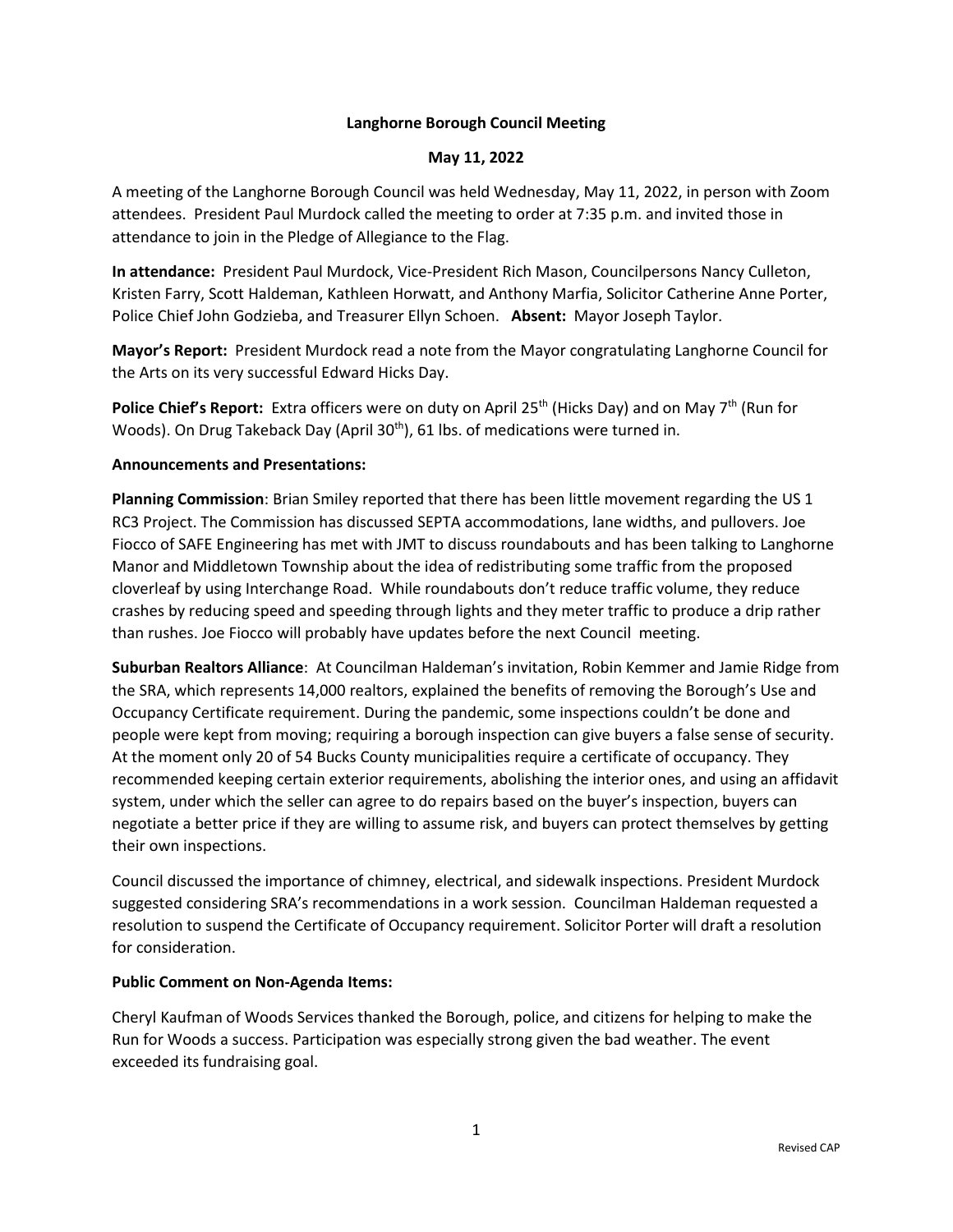# Langhorne Borough Council Meeting

## May 11, 2022

A meeting of the Langhorne Borough Council was held Wednesday, May 11, 2022, in person with Zoom attendees. President Paul Murdock called the meeting to order at 7:35 p.m. and invited those in attendance to join in the Pledge of Allegiance to the Flag.

**In attendance:** President Paul Murdock, Vice-President Rich Mason, Councilpersons Nancy Culleton, Kristen Farry, Scott Haldeman, Kathleen Horwatt, and Anthony Marfia, Solicitor Catherine Anne Porter, Police Chief John Godzieba, and Treasurer Ellyn Schoen. **Absent:** Mayor Joseph Taylor.

**Mayor's Report:** President Murdock read a note from the Mayor congratulating Langhorne Council for the Arts on its very successful Edward Hicks Day.

**Police Chief's Report:** Extra officers were on duty on April 25th (Hicks Day) and on May 7th (Run for Woods). On Drug Takeback Day (April 30th), 61 lbs. of medications were turned in.

**Announcements and Presentations:**

**Planning Commission**: Brian Smiley reported that there has been little movement regarding the US 1 RC3 Project. The Commission has discussed SEPTA accommodations, lane widths, and pullovers. Joe Fiocco of SAFE Engineering has met with JMT to discuss roundabouts and has been talking to Langhorne Manor and Middletown Township about the idea of redistributing some traffic from the proposed cloverleaf by using Interchange Road. While roundabouts don't reduce traffic volume, they reduce crashes by reducing speed and speeding through lights and they meter traffic to produce a drip rather than rushes. Joe Fiocco will probably have updates before the next Council meeting.

**Suburban Realtors Alliance**: At Councilman Haldeman's invitation, Robin Kemmer and Jamie Ridge from the SRA, which represents 14,000 realtors, explained the benefits of removing the Borough's Use and Occupancy Certificate requirement. During the pandemic, some inspections couldn't be done and people were kept from moving; requiring a borough inspection can give buyers a false sense of security. At the moment only 20 of 54 Bucks County municipalities require a certificate of occupancy. They recommended keeping certain exterior requirements, abolishing the interior ones, and using an affidavit system, under which the seller can agree to do repairs based on the buyer's inspection, buyers can negotiate a better price if they are willing to assume risk, and buyers can protect themselves by getting their own inspections.

Council discussed the importance of chimney, electrical, and sidewalk inspections. President Murdock suggested considering SRA's recommendations in a work session. Councilman Haldeman requested a resolution to suspend the Certificate of Occupancy requirement. Solicitor Porter will draft a resolution for consideration.

**Public Comment on Non-Agenda Items:**

Cheryl Kaufman of Woods Services thanked the Borough, police, and citizens for helping to make the Run for Woods a success. Participation was especially strong given the bad weather. The event exceeded its fundraising goal.

Revised CAP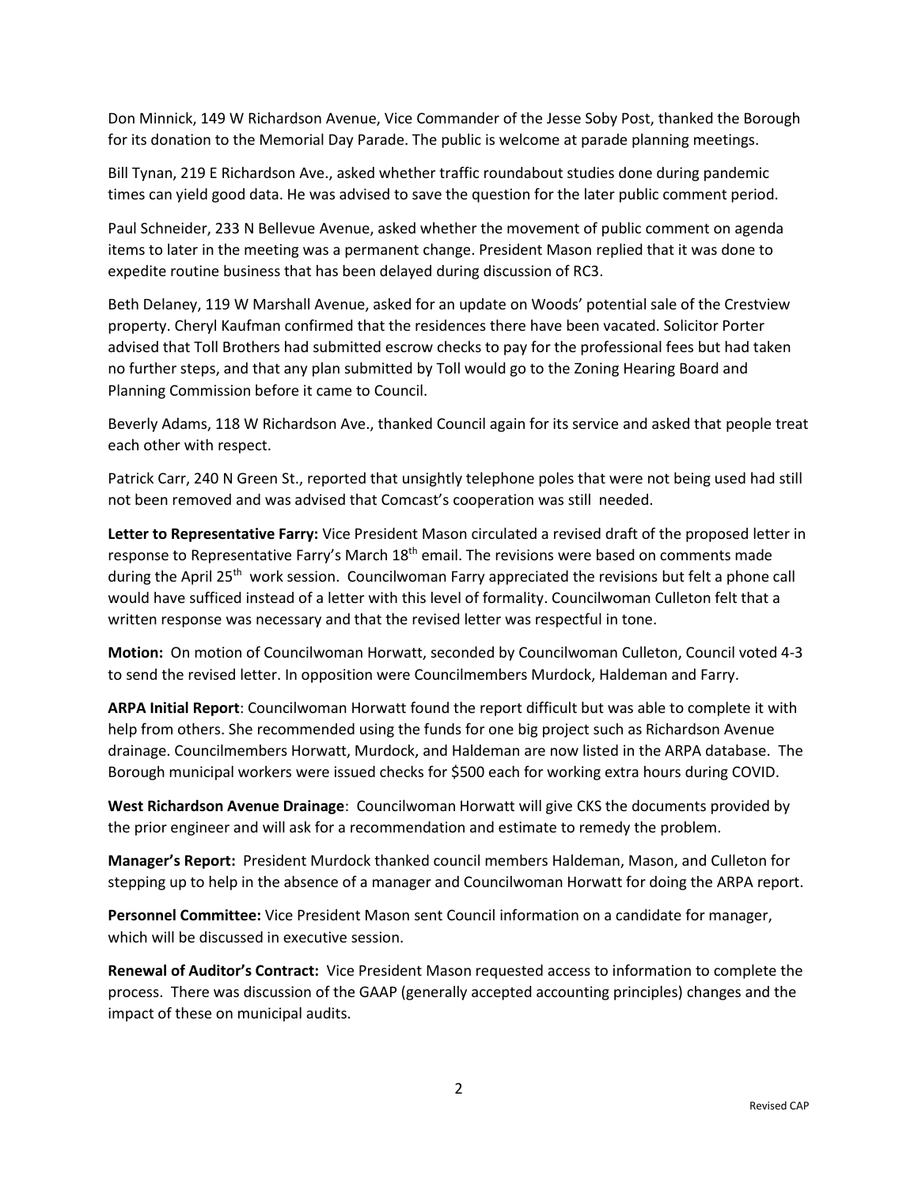Don Minnick, 149 W Richardson Avenue, Vice Commander of the Jesse Soby Post, thanked the Borough for its donation to the Memorial Day Parade. The public is welcome at parade planning meetings.

Bill Tynan, 219 E Richardson Ave., asked whether traffic roundabout studies done during pandemic times can yield good data. He was advised to save the question for the later public comment period.

Paul Schneider, 233 N Bellevue Avenue, asked whether the movement of public comment on agenda items to later in the meeting was a permanent change. President Mason replied that it was done to expedite routine business that has been delayed during discussion of RC3.

Beth Delaney, 119 W Marshall Avenue, asked for an update on Woods' potential sale of the Crestview property. Cheryl Kaufman confirmed that the residences there have been vacated. Solicitor Porter advised that Toll Brothers had submitted escrow checks to pay for the professional fees but had taken no further steps, and that any plan submitted by Toll would go to the Zoning Hearing Board and Planning Commission before it came to Council.

Beverly Adams, 118 W Richardson Ave., thanked Council again for its service and asked that people treat each other with respect.

Patrick Carr, 240 N Green St., reported that unsightly telephone poles that were not being used had still not been removed and was advised that Comcast's cooperation was still needed.

**Letter to Representative Farry:** Vice President Mason circulated a revised draft of the proposed letter in response to Representative Farry's March 18th email. The revisions were based on comments made during the April 25th work session. Councilwoman Farry appreciated the revisions but felt a phone call would have sufficed instead of a letter with this level of formality. Councilwoman Culleton felt that a written response was necessary and that the revised letter was respectful in tone.

**Motion:** On motion of Councilwoman Horwatt, seconded by Councilwoman Culleton, Council voted 4-3 to send the revised letter. In opposition were Councilmembers Murdock, Haldeman and Farry.

**ARPA Initial Report**: Councilwoman Horwatt found the report difficult but was able to complete it with help from others. She recommended using the funds for one big project such as Richardson Avenue drainage. Councilmembers Horwatt, Murdock, and Haldeman are now listed in the ARPA database. The Borough municipal workers were issued checks for $500 each for working extra hours during COVID.

**West Richardson Avenue Drainage**: Councilwoman Horwatt will give CKS the documents provided by the prior engineer and will ask for a recommendation and estimate to remedy the problem.

**Manager's Report:** President Murdock thanked council members Haldeman, Mason, and Culleton for stepping up to help in the absence of a manager and Councilwoman Horwatt for doing the ARPA report.

**Personnel Committee:** Vice President Mason sent Council information on a candidate for manager, which will be discussed in executive session.

**Renewal of Auditor's Contract:** Vice President Mason requested access to information to complete the process. There was discussion of the GAAP (generally accepted accounting principles) changes and the impact of these on municipal audits.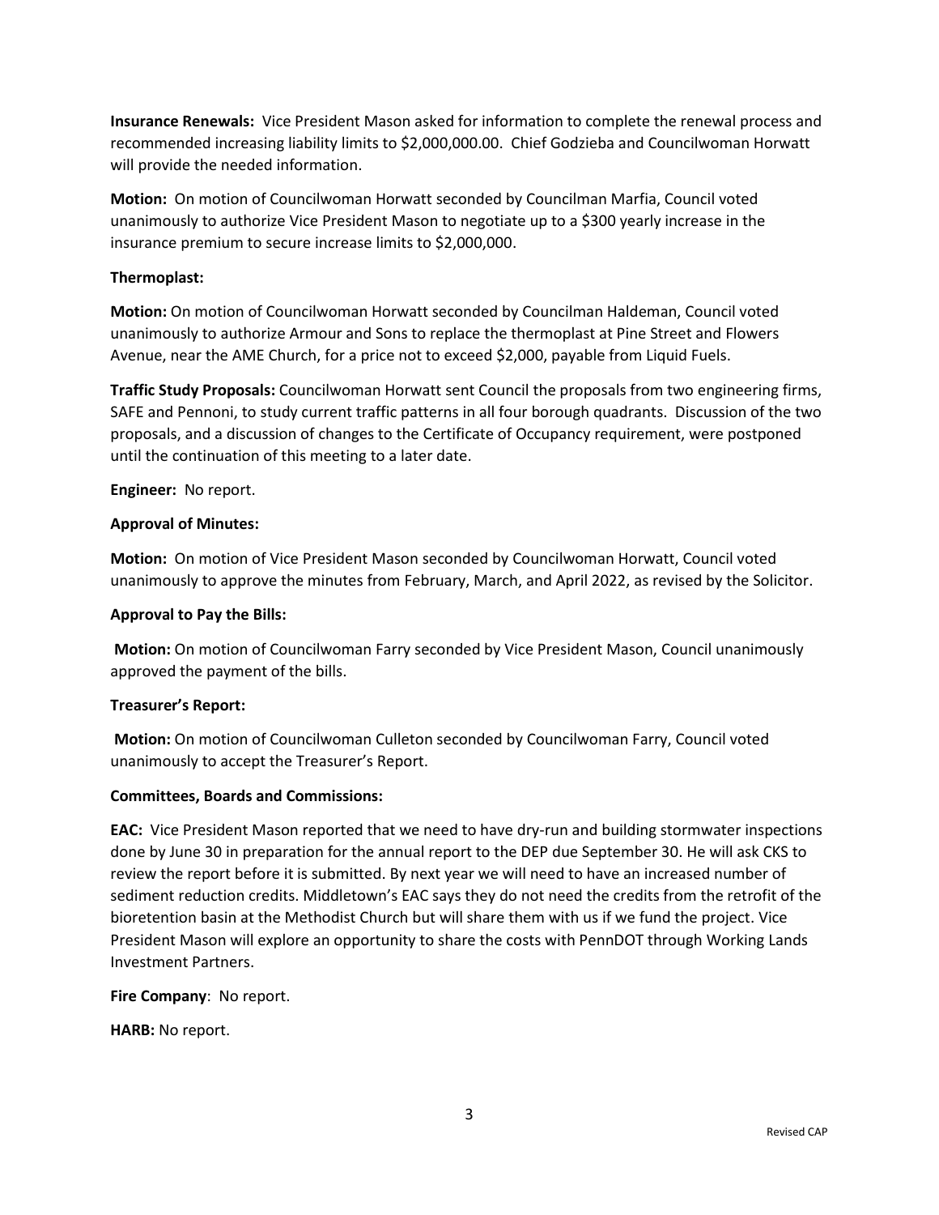**Insurance Renewals:** Vice President Mason asked for information to complete the renewal process and recommended increasing liability limits to $2,000,000.00. Chief Godzieba and Councilwoman Horwatt will provide the needed information.

**Motion:** On motion of Councilwoman Horwatt seconded by Councilman Marfia, Council voted unanimously to authorize Vice President Mason to negotiate up to a $300 yearly increase in the insurance premium to secure increase limits to $2,000,000.

**Thermoplast:**

**Motion:** On motion of Councilwoman Horwatt seconded by Councilman Haldeman, Council voted unanimously to authorize Armour and Sons to replace the thermoplast at Pine Street and Flowers Avenue, near the AME Church, for a price not to exceed $2,000, payable from Liquid Fuels.

**Traffic Study Proposals:** Councilwoman Horwatt sent Council the proposals from two engineering firms, SAFE and Pennoni, to study current traffic patterns in all four borough quadrants. Discussion of the two proposals, and a discussion of changes to the Certificate of Occupancy requirement, were postponed until the continuation of this meeting to a later date.

**Engineer:** No report.

**Approval of Minutes:**

**Motion:** On motion of Vice President Mason seconded by Councilwoman Horwatt, Council voted unanimously to approve the minutes from February, March, and April 2022, as revised by the Solicitor.

**Approval to Pay the Bills:**

**Motion:** On motion of Councilwoman Farry seconded by Vice President Mason, Council unanimously approved the payment of the bills.

**Treasurer's Report:**

**Motion:** On motion of Councilwoman Culleton seconded by Councilwoman Farry, Council voted unanimously to accept the Treasurer's Report.

**Committees, Boards and Commissions:**

**EAC:** Vice President Mason reported that we need to have dry-run and building stormwater inspections done by June 30 in preparation for the annual report to the DEP due September 30. He will ask CKS to review the report before it is submitted. By next year we will need to have an increased number of sediment reduction credits. Middletown's EAC says they do not need the credits from the retrofit of the bioretention basin at the Methodist Church but will share them with us if we fund the project. Vice President Mason will explore an opportunity to share the costs with PennDOT through Working Lands Investment Partners.

**Fire Company**: No report.

**HARB:** No report.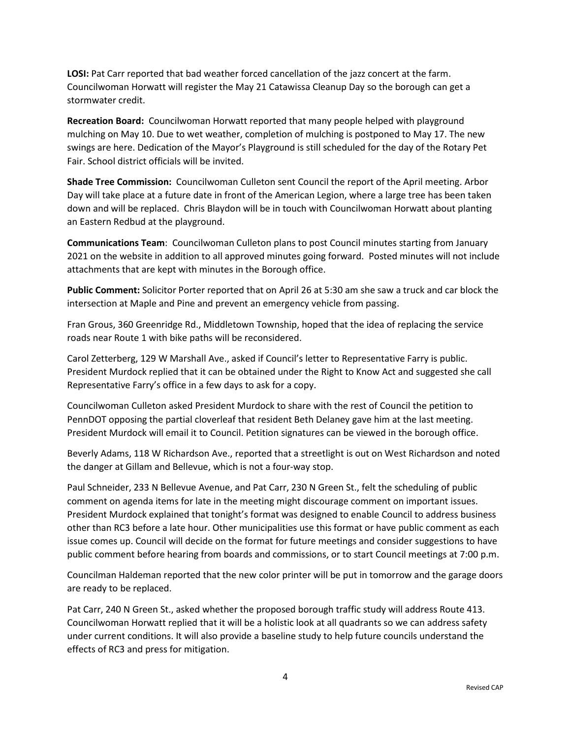**LOSI:** Pat Carr reported that bad weather forced cancellation of the jazz concert at the farm. Councilwoman Horwatt will register the May 21 Catawissa Cleanup Day so the borough can get a stormwater credit.

**Recreation Board:** Councilwoman Horwatt reported that many people helped with playground mulching on May 10. Due to wet weather, completion of mulching is postponed to May 17. The new swings are here. Dedication of the Mayor's Playground is still scheduled for the day of the Rotary Pet Fair. School district officials will be invited.

**Shade Tree Commission:** Councilwoman Culleton sent Council the report of the April meeting. Arbor Day will take place at a future date in front of the American Legion, where a large tree has been taken down and will be replaced. Chris Blaydon will be in touch with Councilwoman Horwatt about planting an Eastern Redbud at the playground.

**Communications Team**: Councilwoman Culleton plans to post Council minutes starting from January 2021 on the website in addition to all approved minutes going forward. Posted minutes will not include attachments that are kept with minutes in the Borough office.

**Public Comment:** Solicitor Porter reported that on April 26 at 5:30 am she saw a truck and car block the intersection at Maple and Pine and prevent an emergency vehicle from passing.

Fran Grous, 360 Greenridge Rd., Middletown Township, hoped that the idea of replacing the service roads near Route 1 with bike paths will be reconsidered.

Carol Zetterberg, 129 W Marshall Ave., asked if Council's letter to Representative Farry is public. President Murdock replied that it can be obtained under the Right to Know Act and suggested she call Representative Farry's office in a few days to ask for a copy.

Councilwoman Culleton asked President Murdock to share with the rest of Council the petition to PennDOT opposing the partial cloverleaf that resident Beth Delaney gave him at the last meeting. President Murdock will email it to Council. Petition signatures can be viewed in the borough office.

Beverly Adams, 118 W Richardson Ave., reported that a streetlight is out on West Richardson and noted the danger at Gillam and Bellevue, which is not a four-way stop.

Paul Schneider, 233 N Bellevue Avenue, and Pat Carr, 230 N Green St., felt the scheduling of public comment on agenda items for late in the meeting might discourage comment on important issues. President Murdock explained that tonight's format was designed to enable Council to address business other than RC3 before a late hour. Other municipalities use this format or have public comment as each issue comes up. Council will decide on the format for future meetings and consider suggestions to have public comment before hearing from boards and commissions, or to start Council meetings at 7:00 p.m.

Councilman Haldeman reported that the new color printer will be put in tomorrow and the garage doors are ready to be replaced.

Pat Carr, 240 N Green St., asked whether the proposed borough traffic study will address Route 413. Councilwoman Horwatt replied that it will be a holistic look at all quadrants so we can address safety under current conditions. It will also provide a baseline study to help future councils understand the effects of RC3 and press for mitigation.

Revised CAP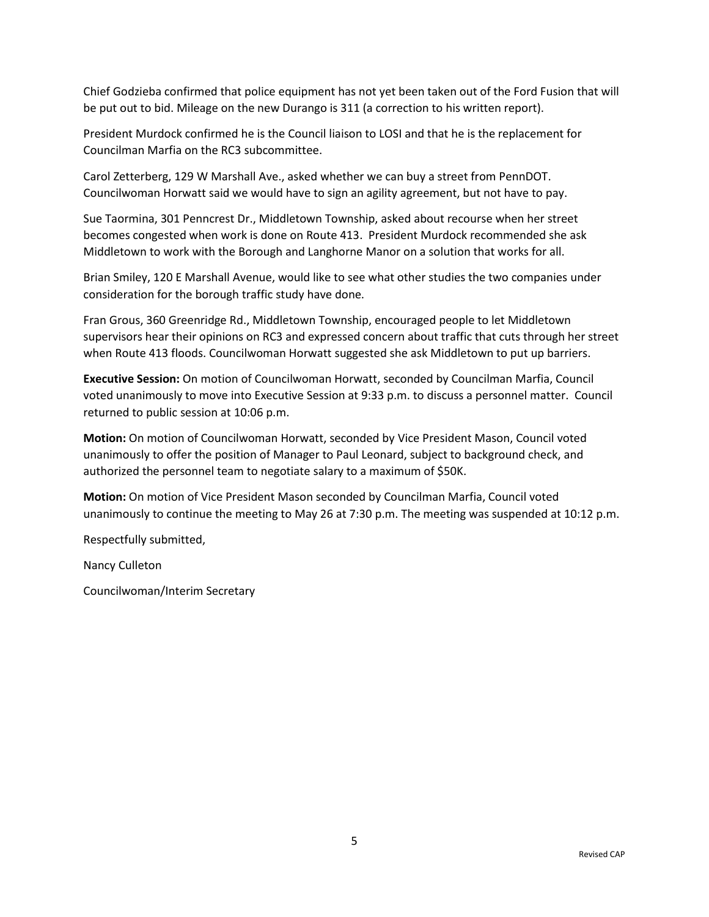Chief Godzieba confirmed that police equipment has not yet been taken out of the Ford Fusion that will be put out to bid. Mileage on the new Durango is 311 (a correction to his written report).

President Murdock confirmed he is the Council liaison to LOSI and that he is the replacement for Councilman Marfia on the RC3 subcommittee.

Carol Zetterberg, 129 W Marshall Ave., asked whether we can buy a street from PennDOT. Councilwoman Horwatt said we would have to sign an agility agreement, but not have to pay.

Sue Taormina, 301 Penncrest Dr., Middletown Township, asked about recourse when her street becomes congested when work is done on Route 413. President Murdock recommended she ask Middletown to work with the Borough and Langhorne Manor on a solution that works for all.

Brian Smiley, 120 E Marshall Avenue, would like to see what other studies the two companies under consideration for the borough traffic study have done.

Fran Grous, 360 Greenridge Rd., Middletown Township, encouraged people to let Middletown supervisors hear their opinions on RC3 and expressed concern about traffic that cuts through her street when Route 413 floods. Councilwoman Horwatt suggested she ask Middletown to put up barriers.

**Executive Session:** On motion of Councilwoman Horwatt, seconded by Councilman Marfia, Council voted unanimously to move into Executive Session at 9:33 p.m. to discuss a personnel matter. Council returned to public session at 10:06 p.m.

**Motion:** On motion of Councilwoman Horwatt, seconded by Vice President Mason, Council voted unanimously to offer the position of Manager to Paul Leonard, subject to background check, and authorized the personnel team to negotiate salary to a maximum of $50K.

**Motion:** On motion of Vice President Mason seconded by Councilman Marfia, Council voted unanimously to continue the meeting to May 26 at 7:30 p.m. The meeting was suspended at 10:12 p.m.

Respectfully submitted,

Nancy Culleton

Councilwoman/Interim Secretary

Revised CAP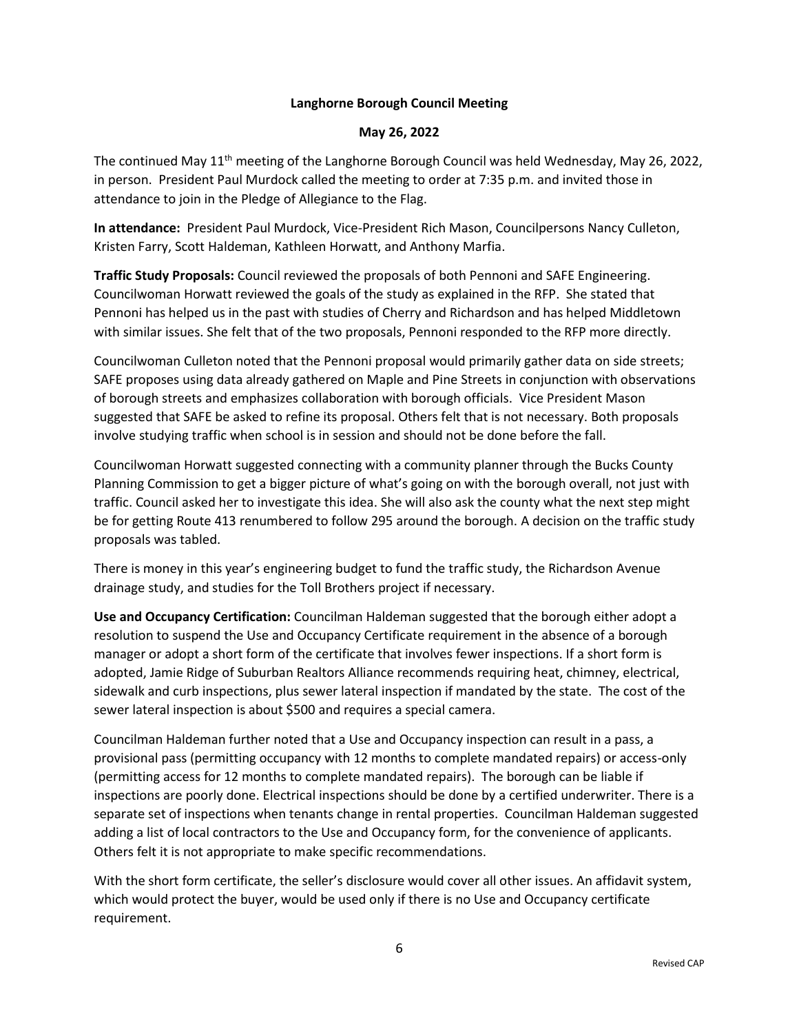**Langhorne Borough Council Meeting**

**May 26, 2022**

The continued May 11th meeting of the Langhorne Borough Council was held Wednesday, May 26, 2022, in person. President Paul Murdock called the meeting to order at 7:35 p.m. and invited those in attendance to join in the Pledge of Allegiance to the Flag.

**In attendance:** President Paul Murdock, Vice-President Rich Mason, Councilpersons Nancy Culleton, Kristen Farry, Scott Haldeman, Kathleen Horwatt, and Anthony Marfia.

**Traffic Study Proposals:** Council reviewed the proposals of both Pennoni and SAFE Engineering. Councilwoman Horwatt reviewed the goals of the study as explained in the RFP. She stated that Pennoni has helped us in the past with studies of Cherry and Richardson and has helped Middletown with similar issues. She felt that of the two proposals, Pennoni responded to the RFP more directly.

Councilwoman Culleton noted that the Pennoni proposal would primarily gather data on side streets; SAFE proposes using data already gathered on Maple and Pine Streets in conjunction with observations of borough streets and emphasizes collaboration with borough officials. Vice President Mason suggested that SAFE be asked to refine its proposal. Others felt that is not necessary. Both proposals involve studying traffic when school is in session and should not be done before the fall.

Councilwoman Horwatt suggested connecting with a community planner through the Bucks County Planning Commission to get a bigger picture of what's going on with the borough overall, not just with traffic. Council asked her to investigate this idea. She will also ask the county what the next step might be for getting Route 413 renumbered to follow 295 around the borough. A decision on the traffic study proposals was tabled.

There is money in this year's engineering budget to fund the traffic study, the Richardson Avenue drainage study, and studies for the Toll Brothers project if necessary.

**Use and Occupancy Certification:** Councilman Haldeman suggested that the borough either adopt a resolution to suspend the Use and Occupancy Certificate requirement in the absence of a borough manager or adopt a short form of the certificate that involves fewer inspections. If a short form is adopted, Jamie Ridge of Suburban Realtors Alliance recommends requiring heat, chimney, electrical, sidewalk and curb inspections, plus sewer lateral inspection if mandated by the state. The cost of the sewer lateral inspection is about $500 and requires a special camera.

Councilman Haldeman further noted that a Use and Occupancy inspection can result in a pass, a provisional pass (permitting occupancy with 12 months to complete mandated repairs) or access-only (permitting access for 12 months to complete mandated repairs). The borough can be liable if inspections are poorly done. Electrical inspections should be done by a certified underwriter. There is a separate set of inspections when tenants change in rental properties. Councilman Haldeman suggested adding a list of local contractors to the Use and Occupancy form, for the convenience of applicants. Others felt it is not appropriate to make specific recommendations.

With the short form certificate, the seller's disclosure would cover all other issues. An affidavit system, which would protect the buyer, would be used only if there is no Use and Occupancy certificate requirement.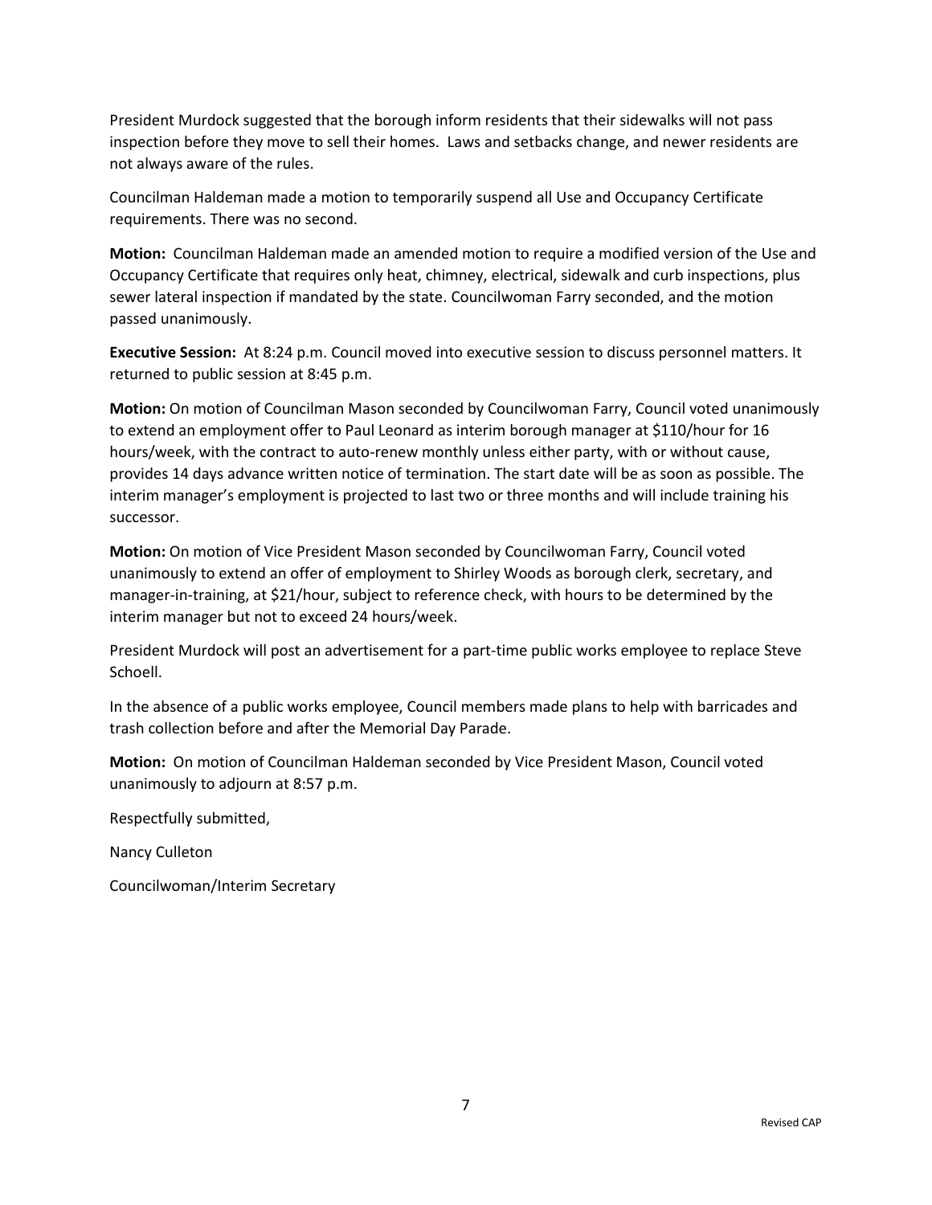President Murdock suggested that the borough inform residents that their sidewalks will not pass inspection before they move to sell their homes. Laws and setbacks change, and newer residents are not always aware of the rules.

Councilman Haldeman made a motion to temporarily suspend all Use and Occupancy Certificate requirements. There was no second.

**Motion:** Councilman Haldeman made an amended motion to require a modified version of the Use and Occupancy Certificate that requires only heat, chimney, electrical, sidewalk and curb inspections, plus sewer lateral inspection if mandated by the state. Councilwoman Farry seconded, and the motion passed unanimously.

**Executive Session:** At 8:24 p.m. Council moved into executive session to discuss personnel matters. It returned to public session at 8:45 p.m.

**Motion:** On motion of Councilman Mason seconded by Councilwoman Farry, Council voted unanimously to extend an employment offer to Paul Leonard as interim borough manager at $110/hour for 16 hours/week, with the contract to auto-renew monthly unless either party, with or without cause, provides 14 days advance written notice of termination. The start date will be as soon as possible. The interim manager's employment is projected to last two or three months and will include training his successor.

**Motion:** On motion of Vice President Mason seconded by Councilwoman Farry, Council voted unanimously to extend an offer of employment to Shirley Woods as borough clerk, secretary, and manager-in-training, at $21/hour, subject to reference check, with hours to be determined by the interim manager but not to exceed 24 hours/week.

President Murdock will post an advertisement for a part-time public works employee to replace Steve Schoell.

In the absence of a public works employee, Council members made plans to help with barricades and trash collection before and after the Memorial Day Parade.

**Motion:** On motion of Councilman Haldeman seconded by Vice President Mason, Council voted unanimously to adjourn at 8:57 p.m.

Respectfully submitted,

Nancy Culleton

Councilwoman/Interim Secretary

Revised CAP